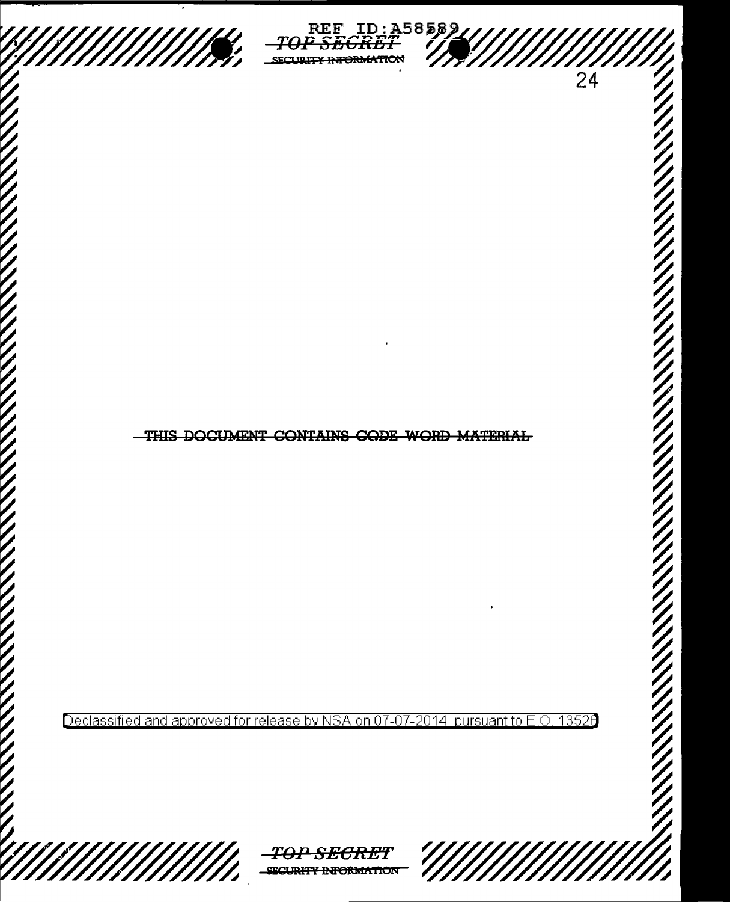REF ID:A58589

~~TOP SECRET~~

~~SECURITY INFORMATION~~

~~THIS DOCUMENT CONTAINS CODE WORD MATERIAL~~

Declassified and approved for release by NSA on 07-07-2014 pursuant to E.O. 13526

~~TOP SECRET~~

~~SECURITY INFORMATION~~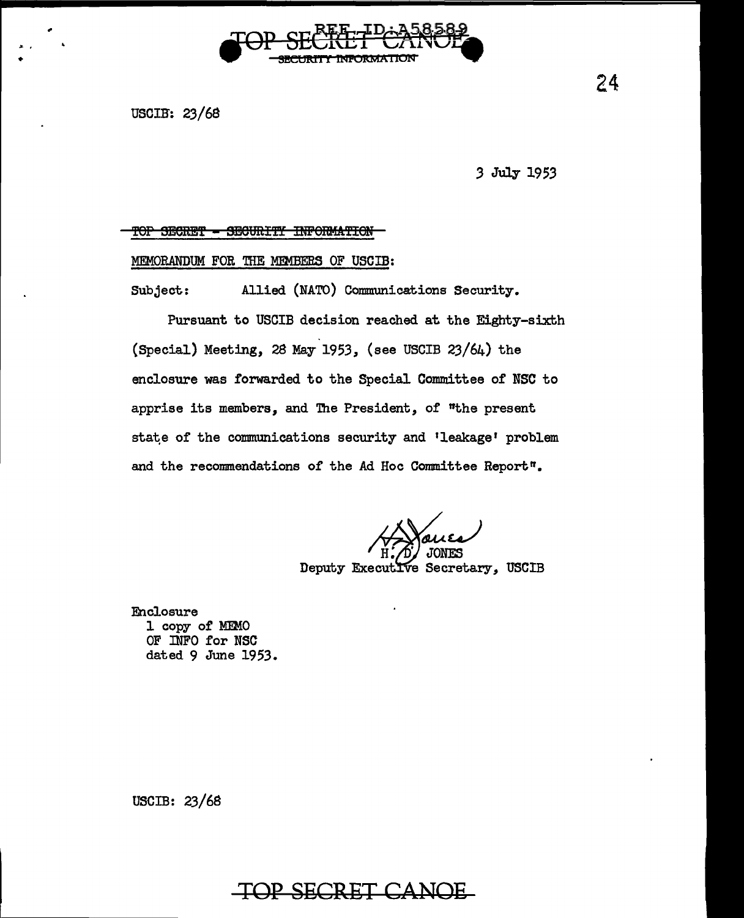REF ID:A58589

TOP SECRET CANOE
SECURITY INFORMATION

USCIB: 23/68

3 July 1953

TOP SECRET - SECURITY INFORMATION

MEMORANDUM FOR THE MEMBERS OF USCIB:

Subject: Allied (NATO) Communications Security.

Pursuant to USCIB decision reached at the Eighty-sixth (Special) Meeting, 28 May 1953, (see USCIB 23/64) the enclosure was forwarded to the Special Committee of NSC to apprise its members, and The President, of "the present state of the communications security and 'leakage' problem and the recommendations of the Ad Hoc Committee Report".

H. D. JONES
Deputy Executive Secretary, USCIB

Enclosure
1 copy of MEMO
OF INFO for NSC
dated 9 June 1953.

USCIB: 23/68

TOP SECRET CANOE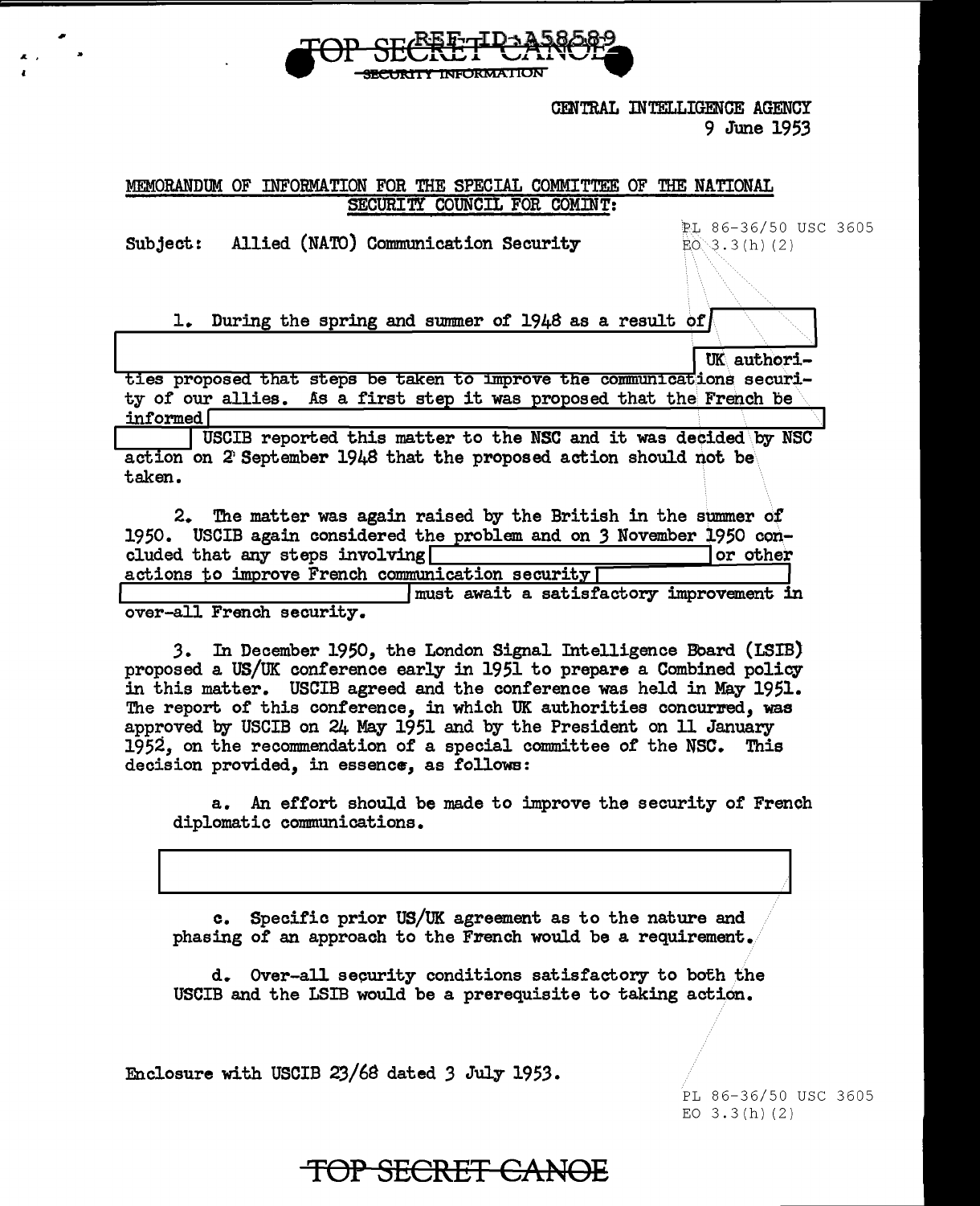TOP SECRET CANOE
SECURITY INFORMATION

REF ID:A58589

CENTRAL INTELLIGENCE AGENCY
9 June 1953

MEMORANDUM OF INFORMATION FOR THE SPECIAL COMMITTEE OF THE NATIONAL SECURITY COUNCIL FOR COMINT:

Subject: Allied (NATO) Communication Security

PL 86-36/50 USC 3605
EO 3.3(h)(2)

1. During the spring and summer of 1948 as a result of [redacted] UK authorities proposed that steps be taken to improve the communications security of our allies. As a first step it was proposed that the French be informed [redacted] USCIB reported this matter to the NSC and it was decided by NSC action on 2 September 1948 that the proposed action should not be taken.

2. The matter was again raised by the British in the summer of 1950. USCIB again considered the problem and on 3 November 1950 concluded that any steps involving [redacted] or other actions to improve French communication security [redacted] must await a satisfactory improvement in over-all French security.

3. In December 1950, the London Signal Intelligence Board (LSIB) proposed a US/UK conference early in 1951 to prepare a Combined policy in this matter. USCIB agreed and the conference was held in May 1951. The report of this conference, in which UK authorities concurred, was approved by USCIB on 24 May 1951 and by the President on 11 January 1952, on the recommendation of a special committee of the NSC. This decision provided, in essence, as follows:

a. An effort should be made to improve the security of French diplomatic communications.

[redacted]

c. Specific prior US/UK agreement as to the nature and phasing of an approach to the French would be a requirement.

d. Over-all security conditions satisfactory to both the USCIB and the LSIB would be a prerequisite to taking action.

Enclosure with USCIB 23/68 dated 3 July 1953.

PL 86-36/50 USC 3605
EO 3.3(h)(2)

TOP SECRET CANOE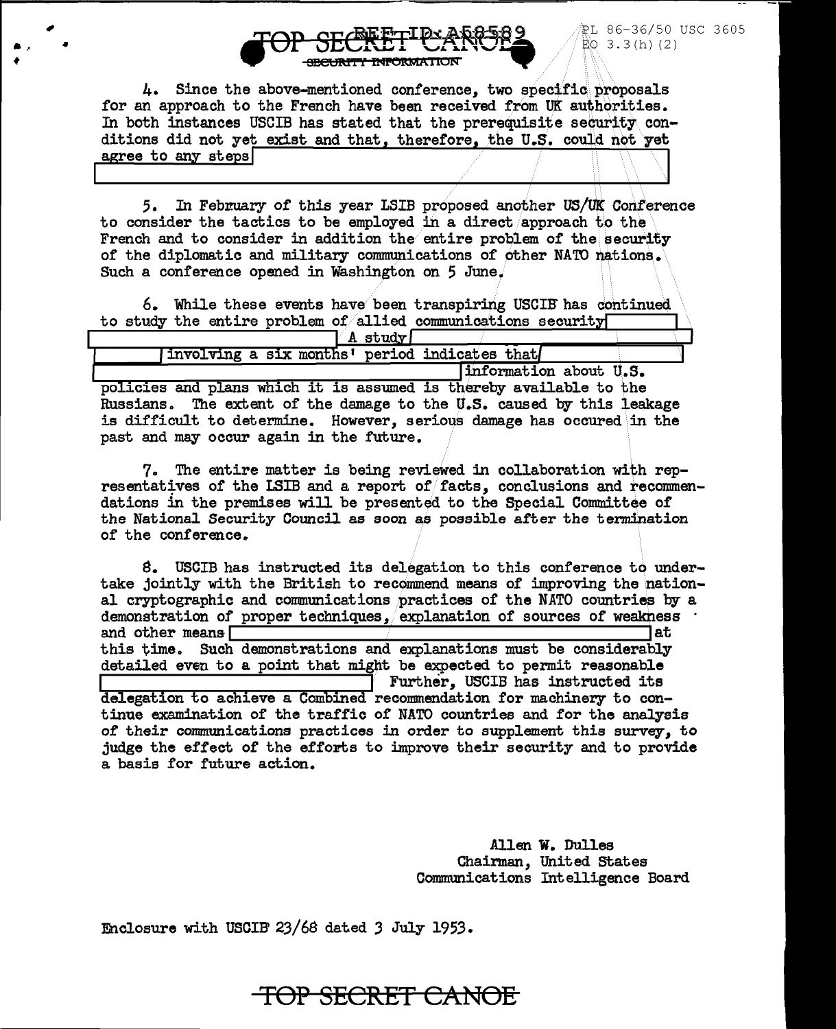TOP SECRET CANOE

SECURITY INFORMATION

PL 86-36/50 USC 3605
EO 3.3(h)(2)

4. Since the above-mentioned conference, two specific proposals for an approach to the French have been received from UK authorities. In both instances USCIB has stated that the prerequisite security conditions did not yet exist and that, therefore, the U.S. could not yet agree to any steps [REDACTED]

5. In February of this year LSIB proposed another US/UK Conference to consider the tactics to be employed in a direct approach to the French and to consider in addition the entire problem of the security of the diplomatic and military communications of other NATO nations. Such a conference opened in Washington on 5 June.

6. While these events have been transpiring USCIB has continued to study the entire problem of allied communications security [REDACTED] A study [REDACTED] involving a six months' period indicates that [REDACTED] information about U.S. policies and plans which it is assumed is thereby available to the Russians. The extent of the damage to the U.S. caused by this leakage is difficult to determine. However, serious damage has occured in the past and may occur again in the future.

7. The entire matter is being reviewed in collaboration with representatives of the LSIB and a report of facts, conclusions and recommendations in the premises will be presented to the Special Committee of the National Security Council as soon as possible after the termination of the conference.

8. USCIB has instructed its delegation to this conference to undertake jointly with the British to recommend means of improving the national cryptographic and communications practices of the NATO countries by a demonstration of proper techniques, explanation of sources of weakness and other means [REDACTED] at this time. Such demonstrations and explanations must be considerably detailed even to a point that might be expected to permit reasonable [REDACTED] Further, USCIB has instructed its delegation to achieve a Combined recommendation for machinery to continue examination of the traffic of NATO countries and for the analysis of their communications practices in order to supplement this survey, to judge the effect of the efforts to improve their security and to provide a basis for future action.

Allen W. Dulles
Chairman, United States
Communications Intelligence Board

Enclosure with USCIB 23/68 dated 3 July 1953.

TOP SECRET CANOE